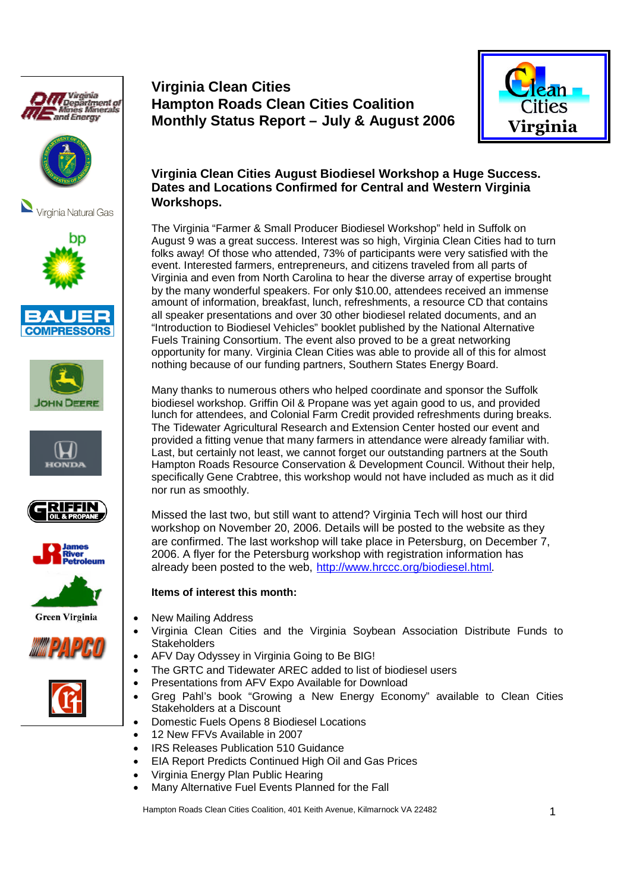# Virginia Clean Cities
# Hampton Roads Clean Cities Coalition
# Monthly Status Report – July & August 2006

## Virginia Clean Cities August Biodiesel Workshop a Huge Success. Dates and Locations Confirmed for Central and Western Virginia Workshops.

The Virginia "Farmer & Small Producer Biodiesel Workshop" held in Suffolk on August 9 was a great success. Interest was so high, Virginia Clean Cities had to turn folks away! Of those who attended, 73% of participants were very satisfied with the event. Interested farmers, entrepreneurs, and citizens traveled from all parts of Virginia and even from North Carolina to hear the diverse array of expertise brought by the many wonderful speakers. For only $10.00, attendees received an immense amount of information, breakfast, lunch, refreshments, a resource CD that contains all speaker presentations and over 30 other biodiesel related documents, and an "Introduction to Biodiesel Vehicles" booklet published by the National Alternative Fuels Training Consortium. The event also proved to be a great networking opportunity for many. Virginia Clean Cities was able to provide all of this for almost nothing because of our funding partners, Southern States Energy Board.

Many thanks to numerous others who helped coordinate and sponsor the Suffolk biodiesel workshop. Griffin Oil & Propane was yet again good to us, and provided lunch for attendees, and Colonial Farm Credit provided refreshments during breaks. The Tidewater Agricultural Research and Extension Center hosted our event and provided a fitting venue that many farmers in attendance were already familiar with. Last, but certainly not least, we cannot forget our outstanding partners at the South Hampton Roads Resource Conservation & Development Council. Without their help, specifically Gene Crabtree, this workshop would not have included as much as it did nor run as smoothly.

Missed the last two, but still want to attend? Virginia Tech will host our third workshop on November 20, 2006. Details will be posted to the website as they are confirmed. The last workshop will take place in Petersburg, on December 7, 2006. A flyer for the Petersburg workshop with registration information has already been posted to the web, http://www.hrccc.org/biodiesel.html.

**Items of interest this month:**

- New Mailing Address
- Virginia Clean Cities and the Virginia Soybean Association Distribute Funds to Stakeholders
- AFV Day Odyssey in Virginia Going to Be BIG!
- The GRTC and Tidewater AREC added to list of biodiesel users
- Presentations from AFV Expo Available for Download
- Greg Pahl's book "Growing a New Energy Economy" available to Clean Cities Stakeholders at a Discount
- Domestic Fuels Opens 8 Biodiesel Locations
- 12 New FFVs Available in 2007
- IRS Releases Publication 510 Guidance
- EIA Report Predicts Continued High Oil and Gas Prices
- Virginia Energy Plan Public Hearing
- Many Alternative Fuel Events Planned for the Fall

Hampton Roads Clean Cities Coalition, 401 Keith Avenue, Kilmarnock VA 22482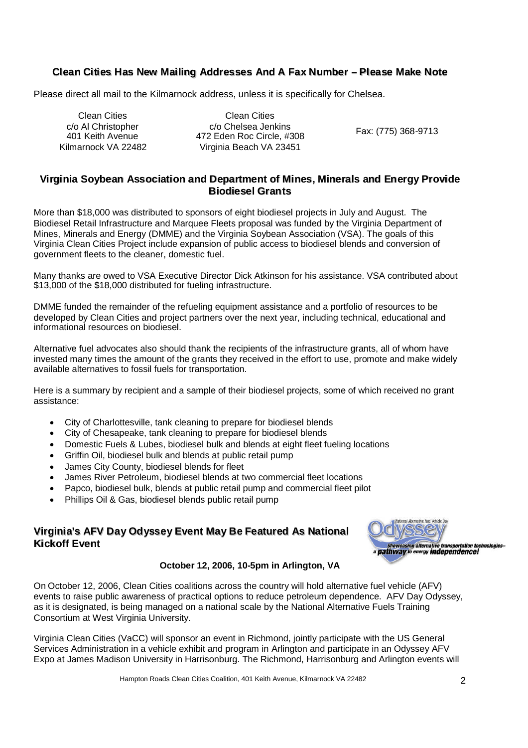## Clean Cities Has New Mailing Addresses And A Fax Number – Please Make Note

Please direct all mail to the Kilmarnock address, unless it is specifically for Chelsea.

Clean Cities
c/o Al Christopher
401 Keith Avenue
Kilmarnock VA 22482

Clean Cities
c/o Chelsea Jenkins
472 Eden Roc Circle, #308
Virginia Beach VA 23451

Fax: (775) 368-9713

## Virginia Soybean Association and Department of Mines, Minerals and Energy Provide Biodiesel Grants

More than $18,000 was distributed to sponsors of eight biodiesel projects in July and August. The Biodiesel Retail Infrastructure and Marquee Fleets proposal was funded by the Virginia Department of Mines, Minerals and Energy (DMME) and the Virginia Soybean Association (VSA). The goals of this Virginia Clean Cities Project include expansion of public access to biodiesel blends and conversion of government fleets to the cleaner, domestic fuel.

Many thanks are owed to VSA Executive Director Dick Atkinson for his assistance. VSA contributed about $13,000 of the $18,000 distributed for fueling infrastructure.

DMME funded the remainder of the refueling equipment assistance and a portfolio of resources to be developed by Clean Cities and project partners over the next year, including technical, educational and informational resources on biodiesel.

Alternative fuel advocates also should thank the recipients of the infrastructure grants, all of whom have invested many times the amount of the grants they received in the effort to use, promote and make widely available alternatives to fossil fuels for transportation.

Here is a summary by recipient and a sample of their biodiesel projects, some of which received no grant assistance:

- City of Charlottesville, tank cleaning to prepare for biodiesel blends
- City of Chesapeake, tank cleaning to prepare for biodiesel blends
- Domestic Fuels & Lubes, biodiesel bulk and blends at eight fleet fueling locations
- Griffin Oil, biodiesel bulk and blends at public retail pump
- James City County, biodiesel blends for fleet
- James River Petroleum, biodiesel blends at two commercial fleet locations
- Papco, biodiesel bulk, blends at public retail pump and commercial fleet pilot
- Phillips Oil & Gas, biodiesel blends public retail pump

## Virginia's AFV Day Odyssey Event May Be Featured As National Kickoff Event

National Alternative Fuel Vehicle Day Odyssey — *Showcasing alternative transportation technologies– a pathway to energy independence!*

**October 12, 2006, 10-5pm in Arlington, VA**

On October 12, 2006, Clean Cities coalitions across the country will hold alternative fuel vehicle (AFV) events to raise public awareness of practical options to reduce petroleum dependence. AFV Day Odyssey, as it is designated, is being managed on a national scale by the National Alternative Fuels Training Consortium at West Virginia University.

Virginia Clean Cities (VaCC) will sponsor an event in Richmond, jointly participate with the US General Services Administration in a vehicle exhibit and program in Arlington and participate in an Odyssey AFV Expo at James Madison University in Harrisonburg. The Richmond, Harrisonburg and Arlington events will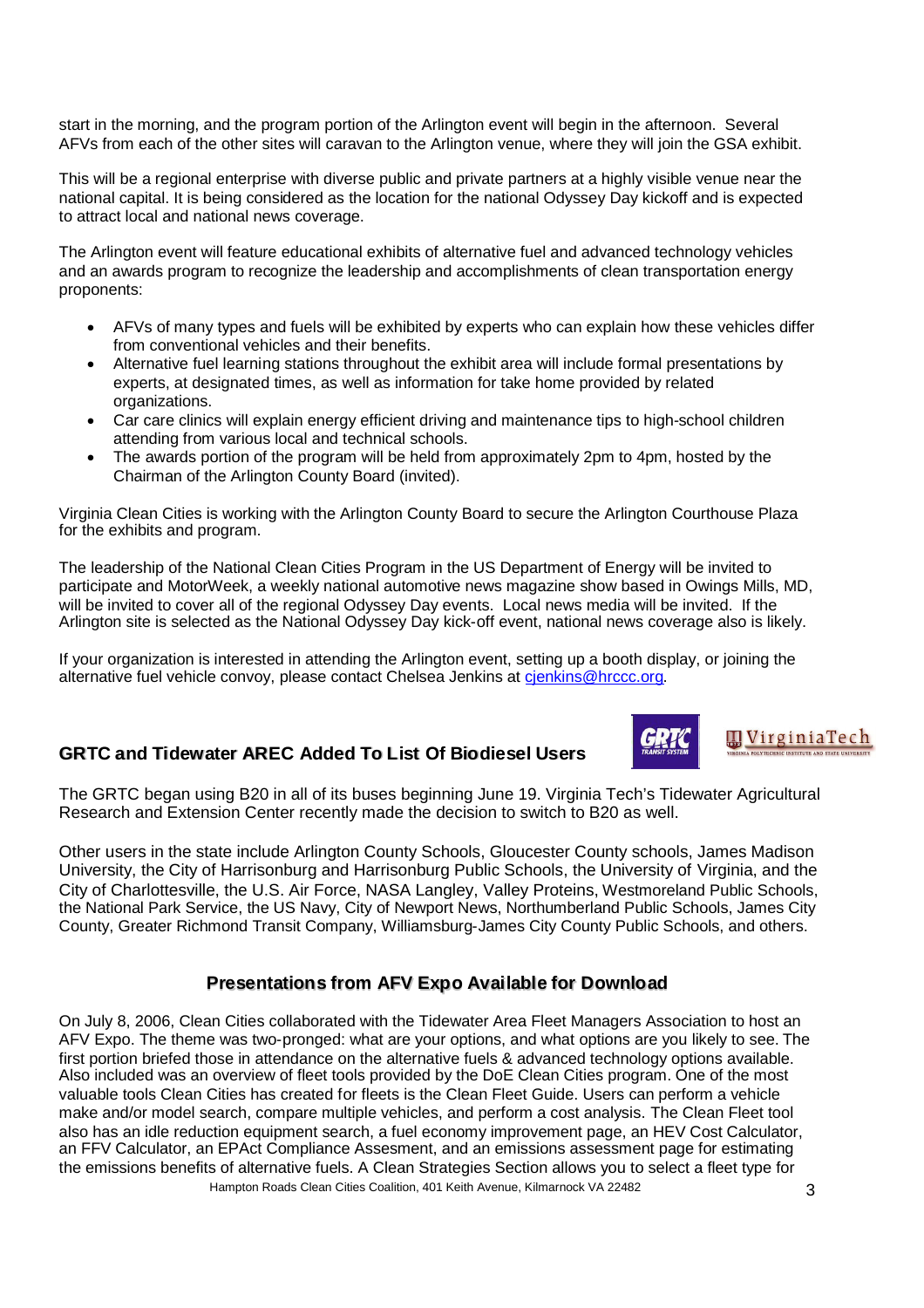start in the morning, and the program portion of the Arlington event will begin in the afternoon. Several AFVs from each of the other sites will caravan to the Arlington venue, where they will join the GSA exhibit.

This will be a regional enterprise with diverse public and private partners at a highly visible venue near the national capital. It is being considered as the location for the national Odyssey Day kickoff and is expected to attract local and national news coverage.

The Arlington event will feature educational exhibits of alternative fuel and advanced technology vehicles and an awards program to recognize the leadership and accomplishments of clean transportation energy proponents:

- AFVs of many types and fuels will be exhibited by experts who can explain how these vehicles differ from conventional vehicles and their benefits.
- Alternative fuel learning stations throughout the exhibit area will include formal presentations by experts, at designated times, as well as information for take home provided by related organizations.
- Car care clinics will explain energy efficient driving and maintenance tips to high-school children attending from various local and technical schools.
- The awards portion of the program will be held from approximately 2pm to 4pm, hosted by the Chairman of the Arlington County Board (invited).

Virginia Clean Cities is working with the Arlington County Board to secure the Arlington Courthouse Plaza for the exhibits and program.

The leadership of the National Clean Cities Program in the US Department of Energy will be invited to participate and MotorWeek, a weekly national automotive news magazine show based in Owings Mills, MD, will be invited to cover all of the regional Odyssey Day events. Local news media will be invited. If the Arlington site is selected as the National Odyssey Day kick-off event, national news coverage also is likely.

If your organization is interested in attending the Arlington event, setting up a booth display, or joining the alternative fuel vehicle convoy, please contact Chelsea Jenkins at cjenkins@hrccc.org.

## GRTC and Tidewater AREC Added To List Of Biodiesel Users

The GRTC began using B20 in all of its buses beginning June 19. Virginia Tech's Tidewater Agricultural Research and Extension Center recently made the decision to switch to B20 as well.

Other users in the state include Arlington County Schools, Gloucester County schools, James Madison University, the City of Harrisonburg and Harrisonburg Public Schools, the University of Virginia, and the City of Charlottesville, the U.S. Air Force, NASA Langley, Valley Proteins, Westmoreland Public Schools, the National Park Service, the US Navy, City of Newport News, Northumberland Public Schools, James City County, Greater Richmond Transit Company, Williamsburg-James City County Public Schools, and others.

## Presentations from AFV Expo Available for Download

On July 8, 2006, Clean Cities collaborated with the Tidewater Area Fleet Managers Association to host an AFV Expo. The theme was two-pronged: what are your options, and what options are you likely to see. The first portion briefed those in attendance on the alternative fuels & advanced technology options available. Also included was an overview of fleet tools provided by the DoE Clean Cities program. One of the most valuable tools Clean Cities has created for fleets is the Clean Fleet Guide. Users can perform a vehicle make and/or model search, compare multiple vehicles, and perform a cost analysis. The Clean Fleet tool also has an idle reduction equipment search, a fuel economy improvement page, an HEV Cost Calculator, an FFV Calculator, an EPAct Compliance Assesment, and an emissions assessment page for estimating the emissions benefits of alternative fuels. A Clean Strategies Section allows you to select a fleet type for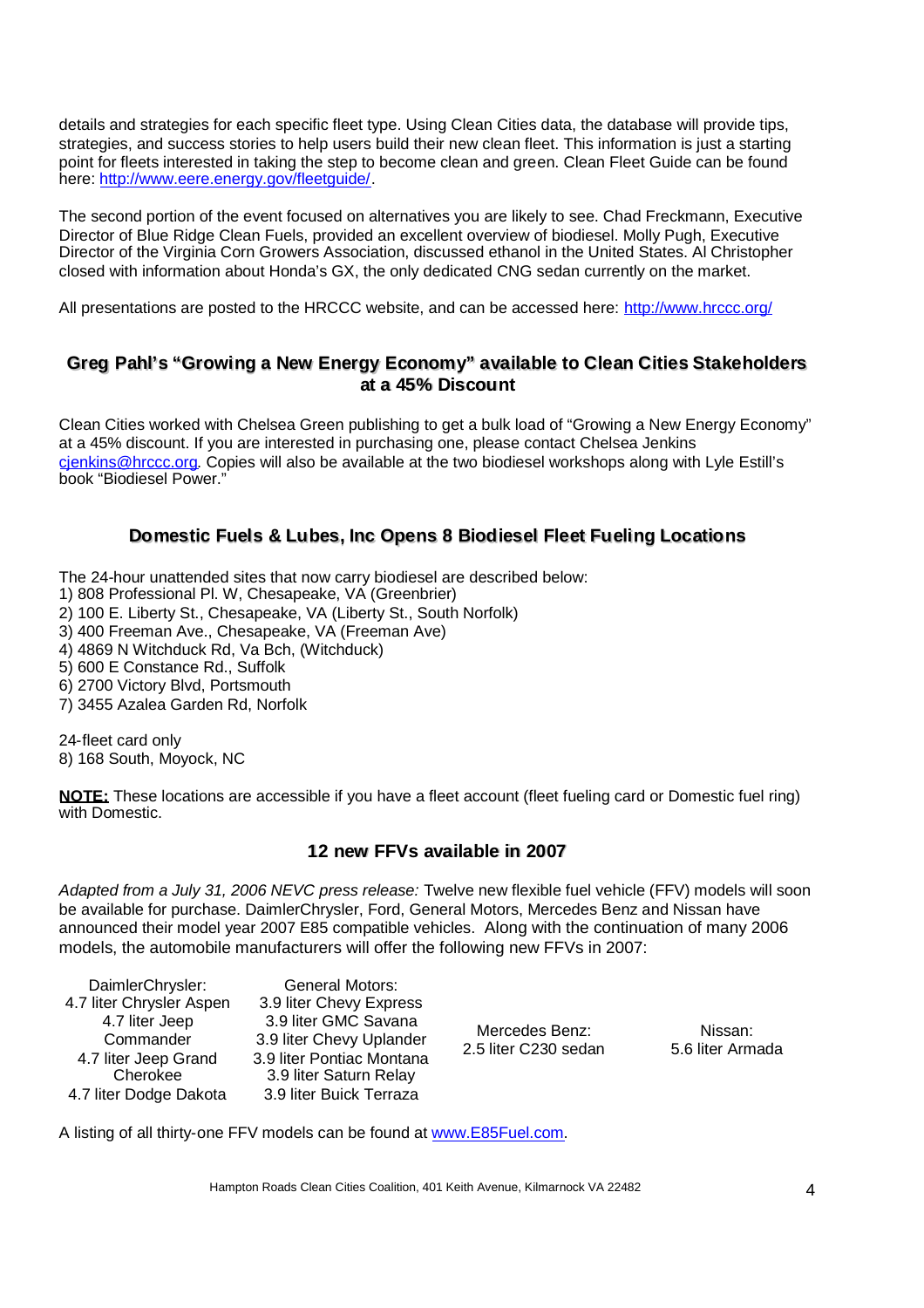details and strategies for each specific fleet type. Using Clean Cities data, the database will provide tips, strategies, and success stories to help users build their new clean fleet. This information is just a starting point for fleets interested in taking the step to become clean and green. Clean Fleet Guide can be found here: http://www.eere.energy.gov/fleetguide/.

The second portion of the event focused on alternatives you are likely to see. Chad Freckmann, Executive Director of Blue Ridge Clean Fuels, provided an excellent overview of biodiesel. Molly Pugh, Executive Director of the Virginia Corn Growers Association, discussed ethanol in the United States. Al Christopher closed with information about Honda's GX, the only dedicated CNG sedan currently on the market.

All presentations are posted to the HRCCC website, and can be accessed here: http://www.hrccc.org/

## Greg Pahl's "Growing a New Energy Economy" available to Clean Cities Stakeholders at a 45% Discount

Clean Cities worked with Chelsea Green publishing to get a bulk load of "Growing a New Energy Economy" at a 45% discount. If you are interested in purchasing one, please contact Chelsea Jenkins cjenkins@hrccc.org. Copies will also be available at the two biodiesel workshops along with Lyle Estill's book "Biodiesel Power."

## Domestic Fuels & Lubes, Inc Opens 8 Biodiesel Fleet Fueling Locations

The 24-hour unattended sites that now carry biodiesel are described below:

1) 808 Professional Pl. W, Chesapeake, VA (Greenbrier)
2) 100 E. Liberty St., Chesapeake, VA (Liberty St., South Norfolk)
3) 400 Freeman Ave., Chesapeake, VA (Freeman Ave)
4) 4869 N Witchduck Rd, Va Bch, (Witchduck)
5) 600 E Constance Rd., Suffolk
6) 2700 Victory Blvd, Portsmouth
7) 3455 Azalea Garden Rd, Norfolk

24-fleet card only

8) 168 South, Moyock, NC

**NOTE:** These locations are accessible if you have a fleet account (fleet fueling card or Domestic fuel ring) with Domestic.

## 12 new FFVs available in 2007

*Adapted from a July 31, 2006 NEVC press release:* Twelve new flexible fuel vehicle (FFV) models will soon be available for purchase. DaimlerChrysler, Ford, General Motors, Mercedes Benz and Nissan have announced their model year 2007 E85 compatible vehicles. Along with the continuation of many 2006 models, the automobile manufacturers will offer the following new FFVs in 2007:

| DaimlerChrysler: | General Motors: | Mercedes Benz: | Nissan: |
|---|---|---|---|
| 4.7 liter Chrysler Aspen | 3.9 liter Chevy Express | 2.5 liter C230 sedan | 5.6 liter Armada |
| 4.7 liter Jeep Commander | 3.9 liter GMC Savana | | |
| 4.7 liter Jeep Grand Cherokee | 3.9 liter Chevy Uplander | | |
| 4.7 liter Dodge Dakota | 3.9 liter Pontiac Montana | | |
| | 3.9 liter Saturn Relay | | |
| | 3.9 liter Buick Terraza | | |

A listing of all thirty-one FFV models can be found at www.E85Fuel.com.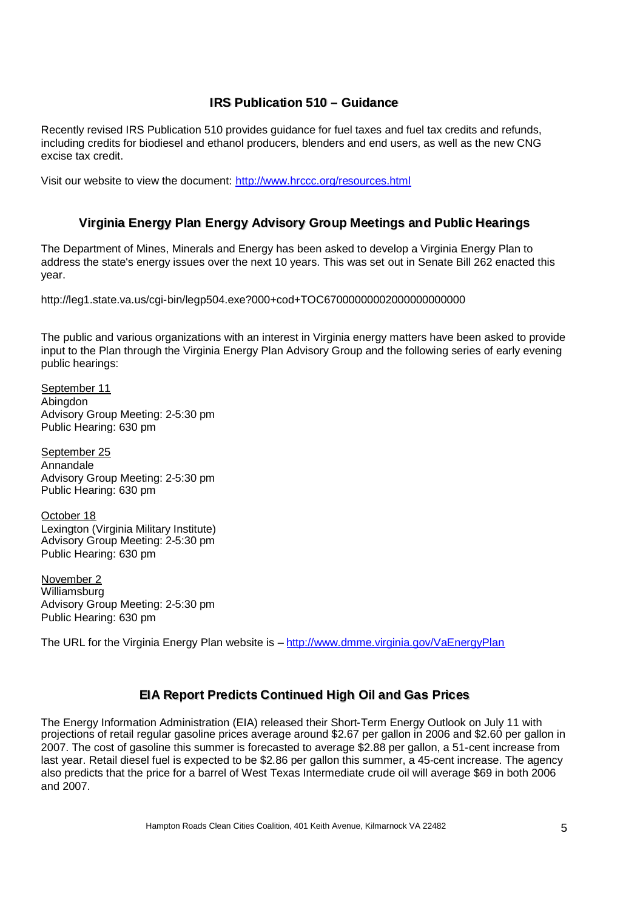## IRS Publication 510 – Guidance

Recently revised IRS Publication 510 provides guidance for fuel taxes and fuel tax credits and refunds, including credits for biodiesel and ethanol producers, blenders and end users, as well as the new CNG excise tax credit.

Visit our website to view the document: http://www.hrccc.org/resources.html

## Virginia Energy Plan Energy Advisory Group Meetings and Public Hearings

The Department of Mines, Minerals and Energy has been asked to develop a Virginia Energy Plan to address the state's energy issues over the next 10 years. This was set out in Senate Bill 262 enacted this year.

http://leg1.state.va.us/cgi-bin/legp504.exe?000+cod+TOC67000000002000000000000

The public and various organizations with an interest in Virginia energy matters have been asked to provide input to the Plan through the Virginia Energy Plan Advisory Group and the following series of early evening public hearings:

September 11
Abingdon
Advisory Group Meeting: 2-5:30 pm
Public Hearing: 630 pm

September 25
Annandale
Advisory Group Meeting: 2-5:30 pm
Public Hearing: 630 pm

October 18
Lexington (Virginia Military Institute)
Advisory Group Meeting: 2-5:30 pm
Public Hearing: 630 pm

November 2
Williamsburg
Advisory Group Meeting: 2-5:30 pm
Public Hearing: 630 pm

The URL for the Virginia Energy Plan website is – http://www.dmme.virginia.gov/VaEnergyPlan

## EIA Report Predicts Continued High Oil and Gas Prices

The Energy Information Administration (EIA) released their Short-Term Energy Outlook on July 11 with projections of retail regular gasoline prices average around $2.67 per gallon in 2006 and $2.60 per gallon in 2007. The cost of gasoline this summer is forecasted to average $2.88 per gallon, a 51-cent increase from last year. Retail diesel fuel is expected to be $2.86 per gallon this summer, a 45-cent increase. The agency also predicts that the price for a barrel of West Texas Intermediate crude oil will average $69 in both 2006 and 2007.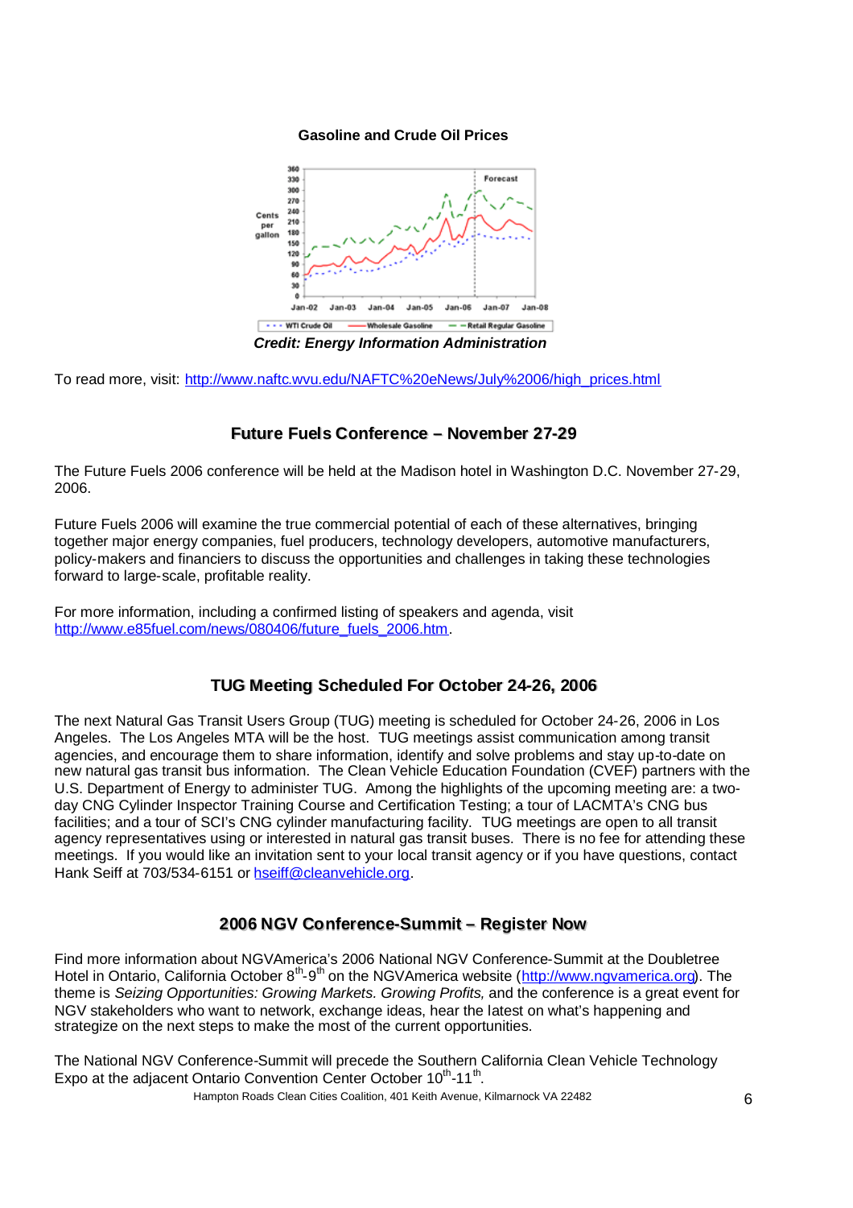**Gasoline and Crude Oil Prices**

*Credit: Energy Information Administration*

To read more, visit: http://www.naftc.wvu.edu/NAFTC%20eNews/July%2006/high_prices.html

## Future Fuels Conference – November 27-29

The Future Fuels 2006 conference will be held at the Madison hotel in Washington D.C. November 27-29, 2006.

Future Fuels 2006 will examine the true commercial potential of each of these alternatives, bringing together major energy companies, fuel producers, technology developers, automotive manufacturers, policy-makers and financiers to discuss the opportunities and challenges in taking these technologies forward to large-scale, profitable reality.

For more information, including a confirmed listing of speakers and agenda, visit http://www.e85fuel.com/news/080406/future_fuels_2006.htm.

## TUG Meeting Scheduled For October 24-26, 2006

The next Natural Gas Transit Users Group (TUG) meeting is scheduled for October 24-26, 2006 in Los Angeles. The Los Angeles MTA will be the host. TUG meetings assist communication among transit agencies, and encourage them to share information, identify and solve problems and stay up-to-date on new natural gas transit bus information. The Clean Vehicle Education Foundation (CVEF) partners with the U.S. Department of Energy to administer TUG. Among the highlights of the upcoming meeting are: a two-day CNG Cylinder Inspector Training Course and Certification Testing; a tour of LACMTA's CNG bus facilities; and a tour of SCI's CNG cylinder manufacturing facility. TUG meetings are open to all transit agency representatives using or interested in natural gas transit buses. There is no fee for attending these meetings. If you would like an invitation sent to your local transit agency or if you have questions, contact Hank Seiff at 703/534-6151 or hseiff@cleanvehicle.org.

## 2006 NGV Conference-Summit – Register Now

Find more information about NGVAmerica's 2006 National NGV Conference-Summit at the Doubletree Hotel in Ontario, California October 8th-9th on the NGVAmerica website (http://www.ngvamerica.org). The theme is *Seizing Opportunities: Growing Markets. Growing Profits,* and the conference is a great event for NGV stakeholders who want to network, exchange ideas, hear the latest on what's happening and strategize on the next steps to make the most of the current opportunities.

The National NGV Conference-Summit will precede the Southern California Clean Vehicle Technology Expo at the adjacent Ontario Convention Center October 10th-11th.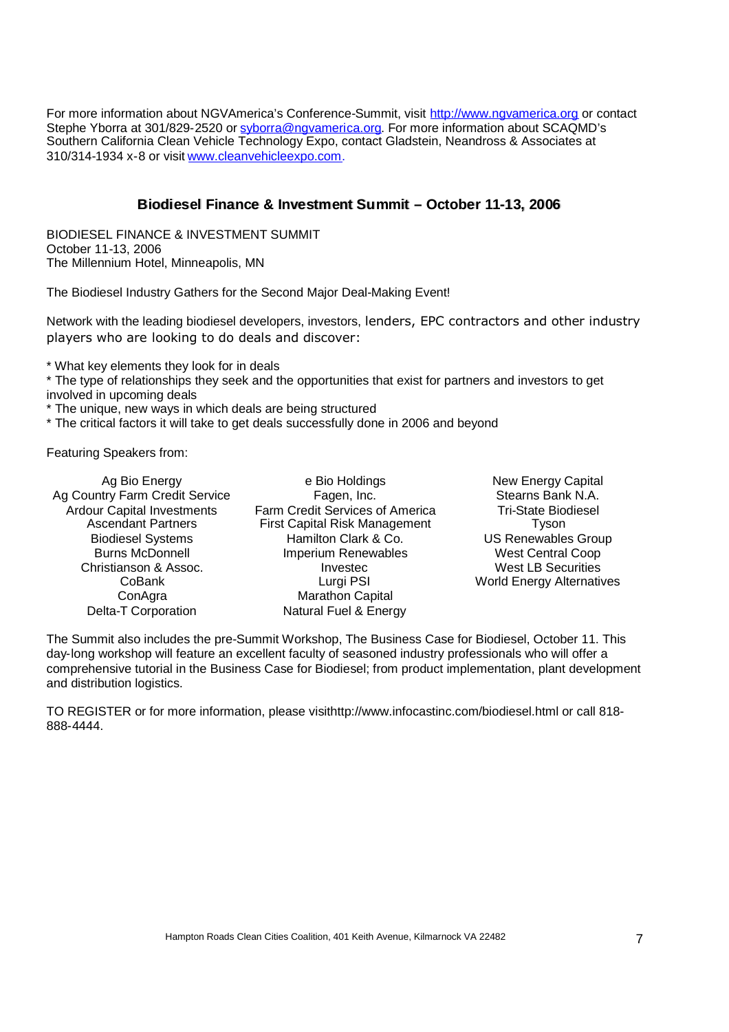For more information about NGVAmerica's Conference-Summit, visit http://www.ngvamerica.org or contact Stephe Yborra at 301/829-2520 or syborra@ngvamerica.org. For more information about SCAQMD's Southern California Clean Vehicle Technology Expo, contact Gladstein, Neandross & Associates at 310/314-1934 x-8 or visit www.cleanvehicleexpo.com.

## Biodiesel Finance & Investment Summit – October 11-13, 2006

BIODIESEL FINANCE & INVESTMENT SUMMIT
October 11-13, 2006
The Millennium Hotel, Minneapolis, MN

The Biodiesel Industry Gathers for the Second Major Deal-Making Event!

Network with the leading biodiesel developers, investors, lenders, EPC contractors and other industry players who are looking to do deals and discover:

* What key elements they look for in deals
* The type of relationships they seek and the opportunities that exist for partners and investors to get involved in upcoming deals
* The unique, new ways in which deals are being structured
* The critical factors it will take to get deals successfully done in 2006 and beyond

Featuring Speakers from:

Ag Bio Energy
Ag Country Farm Credit Service
Ardour Capital Investments
Ascendant Partners
Biodiesel Systems
Burns McDonnell
Christianson & Assoc.
CoBank
ConAgra
Delta-T Corporation
e Bio Holdings
Fagen, Inc.
Farm Credit Services of America
First Capital Risk Management
Hamilton Clark & Co.
Imperium Renewables
Investec
Lurgi PSI
Marathon Capital
Natural Fuel & Energy
New Energy Capital
Stearns Bank N.A.
Tri-State Biodiesel
Tyson
US Renewables Group
West Central Coop
West LB Securities
World Energy Alternatives

The Summit also includes the pre-Summit Workshop, The Business Case for Biodiesel, October 11. This day-long workshop will feature an excellent faculty of seasoned industry professionals who will offer a comprehensive tutorial in the Business Case for Biodiesel; from product implementation, plant development and distribution logistics.

TO REGISTER or for more information, please visithttp://www.infocastinc.com/biodiesel.html or call 818-888-4444.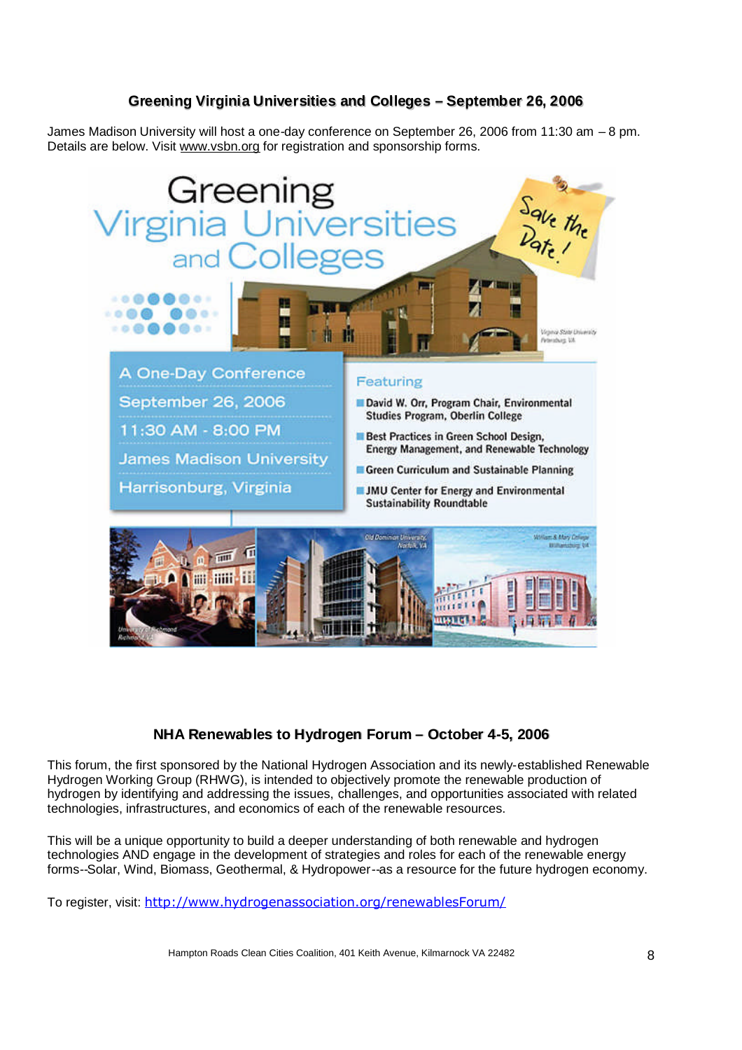## Greening Virginia Universities and Colleges – September 26, 2006

James Madison University will host a one-day conference on September 26, 2006 from 11:30 am – 8 pm. Details are below. Visit www.vsbn.org for registration and sponsorship forms.

Greening Virginia Universities and Colleges

Save the Date!

A One-Day Conference
September 26, 2006
11:30 AM - 8:00 PM
James Madison University
Harrisonburg, Virginia

Featuring

- David W. Orr, Program Chair, Environmental Studies Program, Oberlin College
- Best Practices in Green School Design, Energy Management, and Renewable Technology
- Green Curriculum and Sustainable Planning
- JMU Center for Energy and Environmental Sustainability Roundtable

## NHA Renewables to Hydrogen Forum – October 4-5, 2006

This forum, the first sponsored by the National Hydrogen Association and its newly-established Renewable Hydrogen Working Group (RHWG), is intended to objectively promote the renewable production of hydrogen by identifying and addressing the issues, challenges, and opportunities associated with related technologies, infrastructures, and economics of each of the renewable resources.

This will be a unique opportunity to build a deeper understanding of both renewable and hydrogen technologies AND engage in the development of strategies and roles for each of the renewable energy forms--Solar, Wind, Biomass, Geothermal, & Hydropower--as a resource for the future hydrogen economy.

To register, visit: http://www.hydrogenassociation.org/renewablesForum/